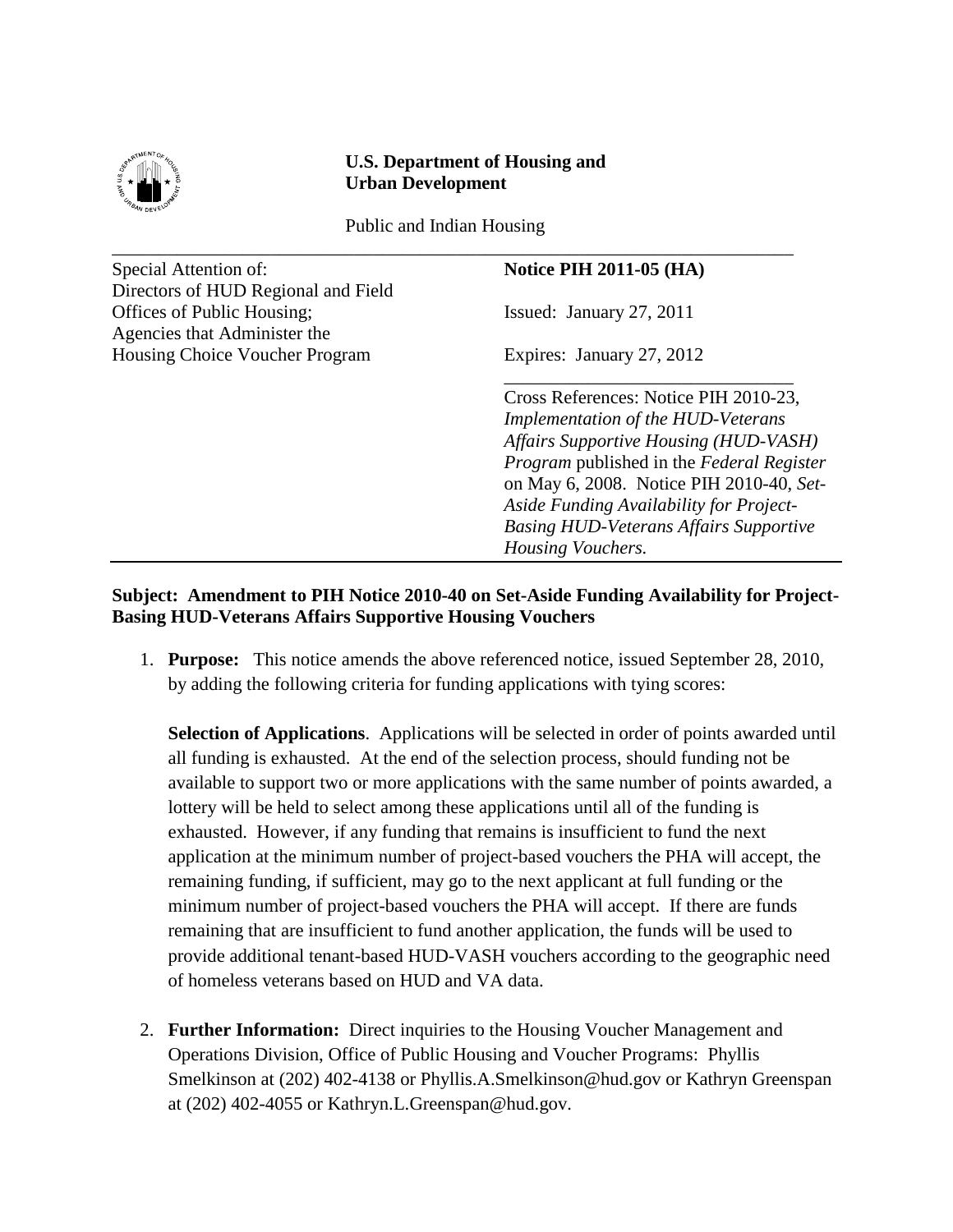**U.S. Department of Housing and Urban Development**

Public and Indian Housing

| Special Attention of: | **Notice PIH 2011-05 (HA)** |
|---|---|
| Directors of HUD Regional and Field Offices of Public Housing; Agencies that Administer the Housing Choice Voucher Program | Issued: January 27, 2011 |
| | Expires: January 27, 2012 |
| | Cross References: Notice PIH 2010-23, *Implementation of the HUD-Veterans Affairs Supportive Housing (HUD-VASH) Program* published in the *Federal Register* on May 6, 2008. Notice PIH 2010-40, *Set-Aside Funding Availability for Project-Basing HUD-Veterans Affairs Supportive Housing Vouchers.* |

**Subject: Amendment to PIH Notice 2010-40 on Set-Aside Funding Availability for Project-Basing HUD-Veterans Affairs Supportive Housing Vouchers**

1. **Purpose:** This notice amends the above referenced notice, issued September 28, 2010, by adding the following criteria for funding applications with tying scores:

   **Selection of Applications**. Applications will be selected in order of points awarded until all funding is exhausted. At the end of the selection process, should funding not be available to support two or more applications with the same number of points awarded, a lottery will be held to select among these applications until all of the funding is exhausted. However, if any funding that remains is insufficient to fund the next application at the minimum number of project-based vouchers the PHA will accept, the remaining funding, if sufficient, may go to the next applicant at full funding or the minimum number of project-based vouchers the PHA will accept. If there are funds remaining that are insufficient to fund another application, the funds will be used to provide additional tenant-based HUD-VASH vouchers according to the geographic need of homeless veterans based on HUD and VA data.

2. **Further Information:** Direct inquiries to the Housing Voucher Management and Operations Division, Office of Public Housing and Voucher Programs: Phyllis Smelkinson at (202) 402-4138 or Phyllis.A.Smelkinson@hud.gov or Kathryn Greenspan at (202) 402-4055 or Kathryn.L.Greenspan@hud.gov.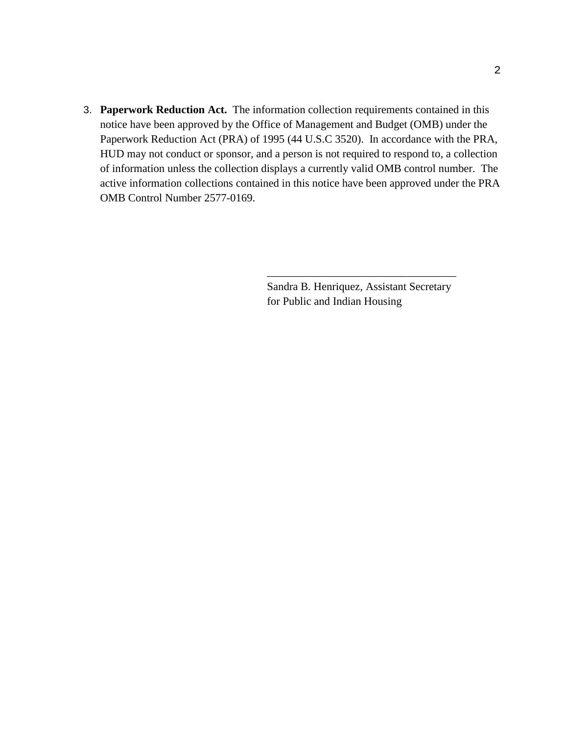3. **Paperwork Reduction Act.** The information collection requirements contained in this notice have been approved by the Office of Management and Budget (OMB) under the Paperwork Reduction Act (PRA) of 1995 (44 U.S.C 3520). In accordance with the PRA, HUD may not conduct or sponsor, and a person is not required to respond to, a collection of information unless the collection displays a currently valid OMB control number. The active information collections contained in this notice have been approved under the PRA OMB Control Number 2577-0169.

\_\_\_\_\_\_\_\_\_\_\_\_\_\_\_\_\_\_\_\_\_\_\_\_\_\_\_\_\_\_\_\_\_\_\_

Sandra B. Henriquez, Assistant Secretary
for Public and Indian Housing